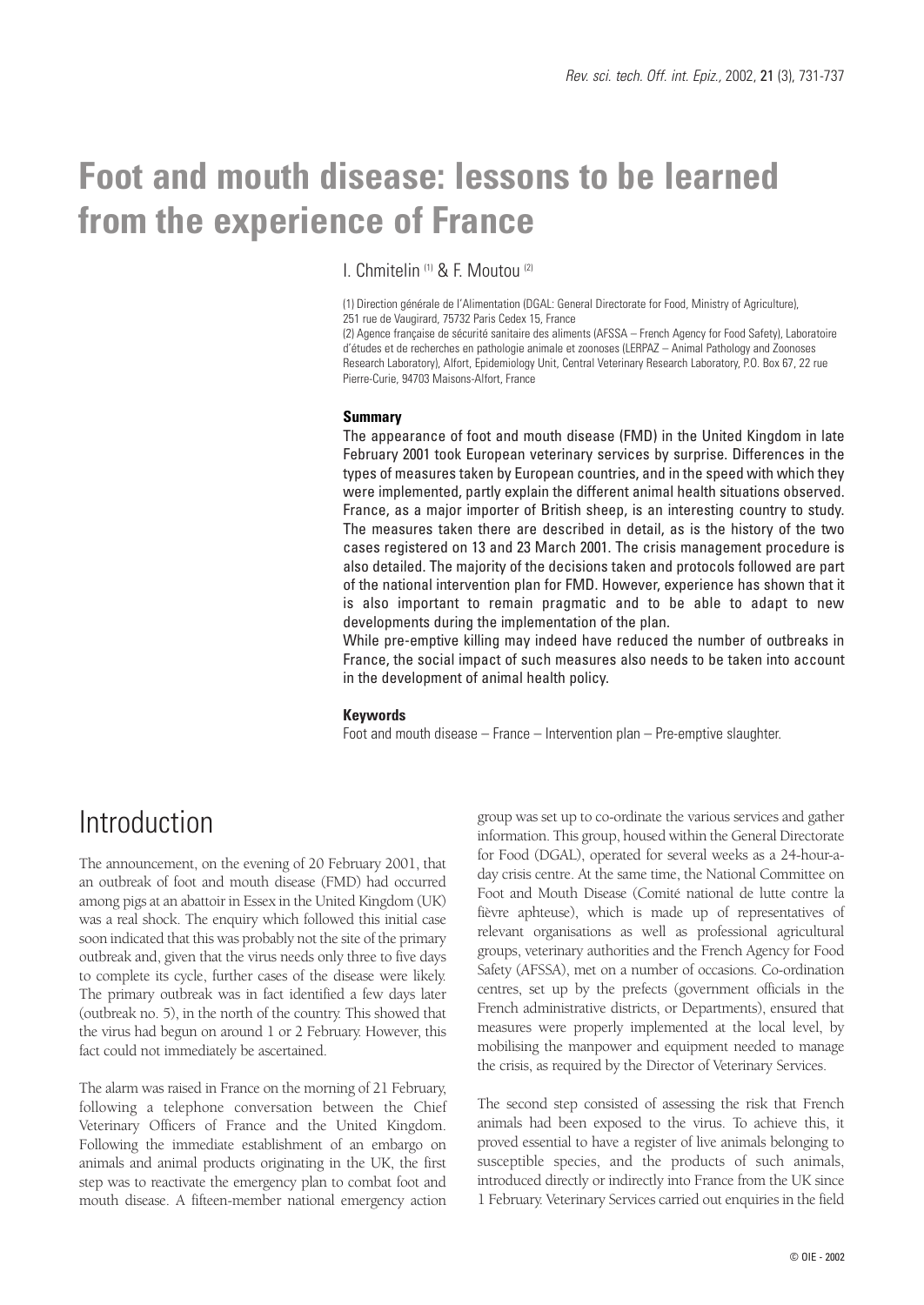# Foot and mouth disease: lessons to be learned from the experience of France

I. Chmitelin [1] & F. Moutou [2]

(1) Direction générale de l'Alimentation (DGAL: General Directorate for Food, Ministry of Agriculture), 251 rue de Vaugirard, 75732 Paris Cedex 15, France

(2) Agence française de sécurité sanitaire des aliments (AFSSA – French Agency for Food Safety), Laboratoire d'études et de recherches en pathologie animale et zoonoses (LERPAZ – Animal Pathology and Zoonoses Research Laboratory), Alfort, Epidemiology Unit, Central Veterinary Research Laboratory, P.O. Box 67, 22 rue Pierre-Curie, 94703 Maisons-Alfort, France

### Summary

The appearance of foot and mouth disease (FMD) in the United Kingdom in late February 2001 took European veterinary services by surprise. Differences in the types of measures taken by European countries, and in the speed with which they were implemented, partly explain the different animal health situations observed. France, as a major importer of British sheep, is an interesting country to study. The measures taken there are described in detail, as is the history of the two cases registered on 13 and 23 March 2001. The crisis management procedure is also detailed. The majority of the decisions taken and protocols followed are part of the national intervention plan for FMD. However, experience has shown that it is also important to remain pragmatic and to be able to adapt to new developments during the implementation of the plan.

While pre-emptive killing may indeed have reduced the number of outbreaks in France, the social impact of such measures also needs to be taken into account in the development of animal health policy.

### Keywords

Foot and mouth disease – France – Intervention plan – Pre-emptive slaughter.

## Introduction

The announcement, on the evening of 20 February 2001, that an outbreak of foot and mouth disease (FMD) had occurred among pigs at an abattoir in Essex in the United Kingdom (UK) was a real shock. The enquiry which followed this initial case soon indicated that this was probably not the site of the primary outbreak and, given that the virus needs only three to five days to complete its cycle, further cases of the disease were likely. The primary outbreak was in fact identified a few days later (outbreak no. 5), in the north of the country. This showed that the virus had begun on around 1 or 2 February. However, this fact could not immediately be ascertained.

The alarm was raised in France on the morning of 21 February, following a telephone conversation between the Chief Veterinary Officers of France and the United Kingdom. Following the immediate establishment of an embargo on animals and animal products originating in the UK, the first step was to reactivate the emergency plan to combat foot and mouth disease. A fifteen-member national emergency action group was set up to co-ordinate the various services and gather information. This group, housed within the General Directorate for Food (DGAL), operated for several weeks as a 24-hour-a-day crisis centre. At the same time, the National Committee on Foot and Mouth Disease (Comité national de lutte contre la fièvre aphteuse), which is made up of representatives of relevant organisations as well as professional agricultural groups, veterinary authorities and the French Agency for Food Safety (AFSSA), met on a number of occasions. Co-ordination centres, set up by the prefects (government officials in the French administrative districts, or Departments), ensured that measures were properly implemented at the local level, by mobilising the manpower and equipment needed to manage the crisis, as required by the Director of Veterinary Services.

The second step consisted of assessing the risk that French animals had been exposed to the virus. To achieve this, it proved essential to have a register of live animals belonging to susceptible species, and the products of such animals, introduced directly or indirectly into France from the UK since 1 February. Veterinary Services carried out enquiries in the field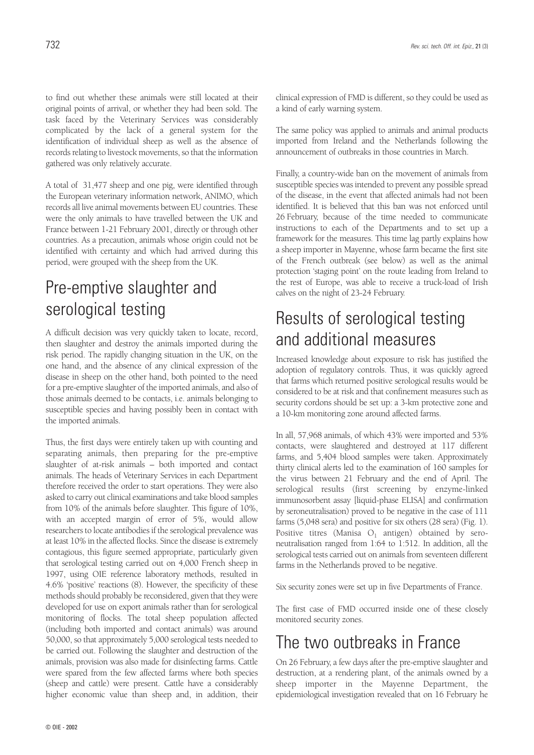to find out whether these animals were still located at their original points of arrival, or whether they had been sold. The task faced by the Veterinary Services was considerably complicated by the lack of a general system for the identification of individual sheep as well as the absence of records relating to livestock movements, so that the information gathered was only relatively accurate.

A total of 31,477 sheep and one pig, were identified through the European veterinary information network, ANIMO, which records all live animal movements between EU countries. These were the only animals to have travelled between the UK and France between 1-21 February 2001, directly or through other countries. As a precaution, animals whose origin could not be identified with certainty and which had arrived during this period, were grouped with the sheep from the UK.

## Pre-emptive slaughter and serological testing

A difficult decision was very quickly taken to locate, record, then slaughter and destroy the animals imported during the risk period. The rapidly changing situation in the UK, on the one hand, and the absence of any clinical expression of the disease in sheep on the other hand, both pointed to the need for a pre-emptive slaughter of the imported animals, and also of those animals deemed to be contacts, i.e. animals belonging to susceptible species and having possibly been in contact with the imported animals.

Thus, the first days were entirely taken up with counting and separating animals, then preparing for the pre-emptive slaughter of at-risk animals – both imported and contact animals. The heads of Veterinary Services in each Department therefore received the order to start operations. They were also asked to carry out clinical examinations and take blood samples from 10% of the animals before slaughter. This figure of 10%, with an accepted margin of error of 5%, would allow researchers to locate antibodies if the serological prevalence was at least 10% in the affected flocks. Since the disease is extremely contagious, this figure seemed appropriate, particularly given that serological testing carried out on 4,000 French sheep in 1997, using OIE reference laboratory methods, resulted in 4.6% 'positive' reactions (8). However, the specificity of these methods should probably be reconsidered, given that they were developed for use on export animals rather than for serological monitoring of flocks. The total sheep population affected (including both imported and contact animals) was around 50,000, so that approximately 5,000 serological tests needed to be carried out. Following the slaughter and destruction of the animals, provision was also made for disinfecting farms. Cattle were spared from the few affected farms where both species (sheep and cattle) were present. Cattle have a considerably higher economic value than sheep and, in addition, their clinical expression of FMD is different, so they could be used as a kind of early warning system.

The same policy was applied to animals and animal products imported from Ireland and the Netherlands following the announcement of outbreaks in those countries in March.

Finally, a country-wide ban on the movement of animals from susceptible species was intended to prevent any possible spread of the disease, in the event that affected animals had not been identified. It is believed that this ban was not enforced until 26 February, because of the time needed to communicate instructions to each of the Departments and to set up a framework for the measures. This time lag partly explains how a sheep importer in Mayenne, whose farm became the first site of the French outbreak (see below) as well as the animal protection 'staging point' on the route leading from Ireland to the rest of Europe, was able to receive a truck-load of Irish calves on the night of 23-24 February.

## Results of serological testing and additional measures

Increased knowledge about exposure to risk has justified the adoption of regulatory controls. Thus, it was quickly agreed that farms which returned positive serological results would be considered to be at risk and that confinement measures such as security cordons should be set up: a 3-km protective zone and a 10-km monitoring zone around affected farms.

In all, 57,968 animals, of which 43% were imported and 53% contacts, were slaughtered and destroyed at 117 different farms, and 5,404 blood samples were taken. Approximately thirty clinical alerts led to the examination of 160 samples for the virus between 21 February and the end of April. The serological results (first screening by enzyme-linked immunosorbent assay [liquid-phase ELISA] and confirmation by seroneutralisation) proved to be negative in the case of 111 farms (5,048 sera) and positive for six others (28 sera) (Fig. 1). Positive titres (Manisa $O_1$ antigen) obtained by seroneutralisation ranged from 1:64 to 1:512. In addition, all the serological tests carried out on animals from seventeen different farms in the Netherlands proved to be negative.

Six security zones were set up in five Departments of France.

The first case of FMD occurred inside one of these closely monitored security zones.

## The two outbreaks in France

On 26 February, a few days after the pre-emptive slaughter and destruction, at a rendering plant, of the animals owned by a sheep importer in the Mayenne Department, the epidemiological investigation revealed that on 16 February he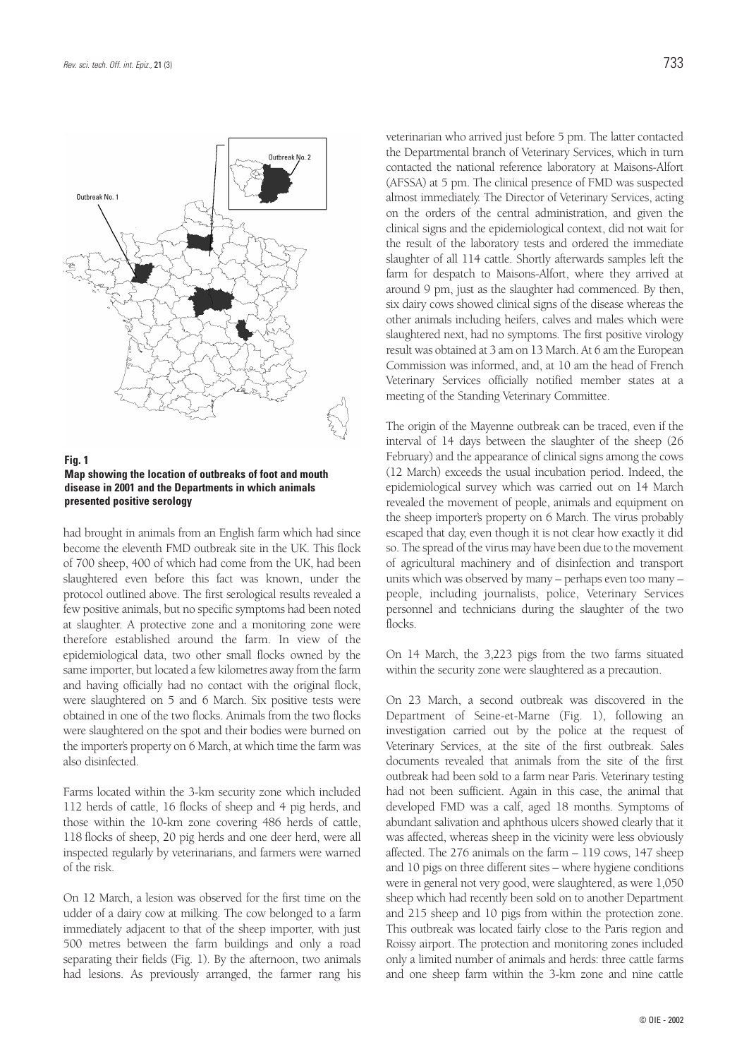**Fig. 1**
**Map showing the location of outbreaks of foot and mouth disease in 2001 and the Departments in which animals presented positive serology**

had brought in animals from an English farm which had since become the eleventh FMD outbreak site in the UK. This flock of 700 sheep, 400 of which had come from the UK, had been slaughtered even before this fact was known, under the protocol outlined above. The first serological results revealed a few positive animals, but no specific symptoms had been noted at slaughter. A protective zone and a monitoring zone were therefore established around the farm. In view of the epidemiological data, two other small flocks owned by the same importer, but located a few kilometres away from the farm and having officially had no contact with the original flock, were slaughtered on 5 and 6 March. Six positive tests were obtained in one of the two flocks. Animals from the two flocks were slaughtered on the spot and their bodies were burned on the importer's property on 6 March, at which time the farm was also disinfected.

Farms located within the 3-km security zone which included 112 herds of cattle, 16 flocks of sheep and 4 pig herds, and those within the 10-km zone covering 486 herds of cattle, 118 flocks of sheep, 20 pig herds and one deer herd, were all inspected regularly by veterinarians, and farmers were warned of the risk.

On 12 March, a lesion was observed for the first time on the udder of a dairy cow at milking. The cow belonged to a farm immediately adjacent to that of the sheep importer, with just 500 metres between the farm buildings and only a road separating their fields (Fig. 1). By the afternoon, two animals had lesions. As previously arranged, the farmer rang his veterinarian who arrived just before 5 pm. The latter contacted the Departmental branch of Veterinary Services, which in turn contacted the national reference laboratory at Maisons-Alfort (AFSSA) at 5 pm. The clinical presence of FMD was suspected almost immediately. The Director of Veterinary Services, acting on the orders of the central administration, and given the clinical signs and the epidemiological context, did not wait for the result of the laboratory tests and ordered the immediate slaughter of all 114 cattle. Shortly afterwards samples left the farm for despatch to Maisons-Alfort, where they arrived at around 9 pm, just as the slaughter had commenced. By then, six dairy cows showed clinical signs of the disease whereas the other animals including heifers, calves and males which were slaughtered next, had no symptoms. The first positive virology result was obtained at 3 am on 13 March. At 6 am the European Commission was informed, and, at 10 am the head of French Veterinary Services officially notified member states at a meeting of the Standing Veterinary Committee.

The origin of the Mayenne outbreak can be traced, even if the interval of 14 days between the slaughter of the sheep (26 February) and the appearance of clinical signs among the cows (12 March) exceeds the usual incubation period. Indeed, the epidemiological survey which was carried out on 14 March revealed the movement of people, animals and equipment on the sheep importer's property on 6 March. The virus probably escaped that day, even though it is not clear how exactly it did so. The spread of the virus may have been due to the movement of agricultural machinery and of disinfection and transport units which was observed by many – perhaps even too many – people, including journalists, police, Veterinary Services personnel and technicians during the slaughter of the two flocks.

On 14 March, the 3,223 pigs from the two farms situated within the security zone were slaughtered as a precaution.

On 23 March, a second outbreak was discovered in the Department of Seine-et-Marne (Fig. 1), following an investigation carried out by the police at the request of Veterinary Services, at the site of the first outbreak. Sales documents revealed that animals from the site of the first outbreak had been sold to a farm near Paris. Veterinary testing had not been sufficient. Again in this case, the animal that developed FMD was a calf, aged 18 months. Symptoms of abundant salivation and aphthous ulcers showed clearly that it was affected, whereas sheep in the vicinity were less obviously affected. The 276 animals on the farm – 119 cows, 147 sheep and 10 pigs on three different sites – where hygiene conditions were in general not very good, were slaughtered, as were 1,050 sheep which had recently been sold on to another Department and 215 sheep and 10 pigs from within the protection zone. This outbreak was located fairly close to the Paris region and Roissy airport. The protection and monitoring zones included only a limited number of animals and herds: three cattle farms and one sheep farm within the 3-km zone and nine cattle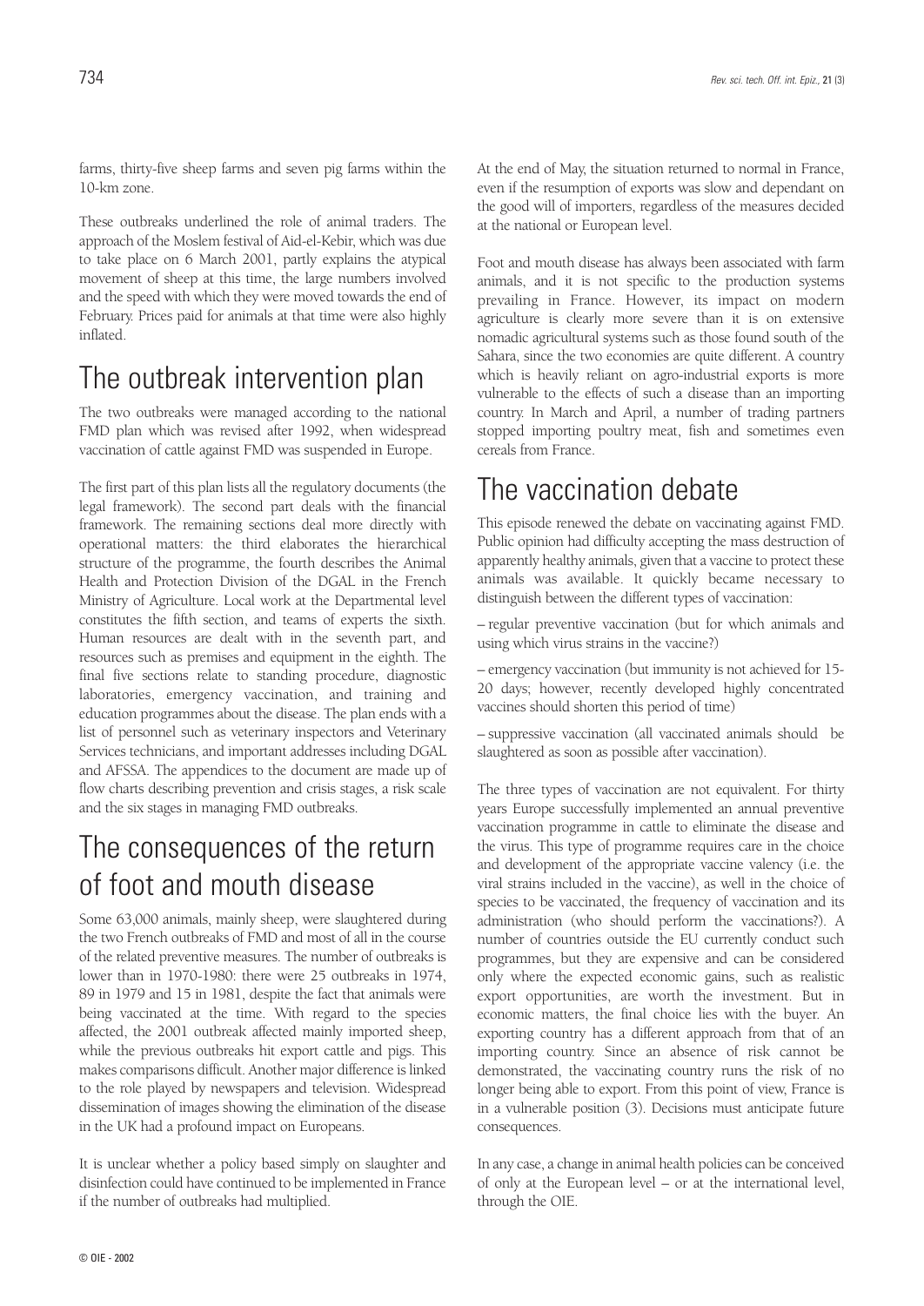farms, thirty-five sheep farms and seven pig farms within the 10-km zone.

These outbreaks underlined the role of animal traders. The approach of the Moslem festival of Aid-el-Kebir, which was due to take place on 6 March 2001, partly explains the atypical movement of sheep at this time, the large numbers involved and the speed with which they were moved towards the end of February. Prices paid for animals at that time were also highly inflated.

# The outbreak intervention plan

The two outbreaks were managed according to the national FMD plan which was revised after 1992, when widespread vaccination of cattle against FMD was suspended in Europe.

The first part of this plan lists all the regulatory documents (the legal framework). The second part deals with the financial framework. The remaining sections deal more directly with operational matters: the third elaborates the hierarchical structure of the programme, the fourth describes the Animal Health and Protection Division of the DGAL in the French Ministry of Agriculture. Local work at the Departmental level constitutes the fifth section, and teams of experts the sixth. Human resources are dealt with in the seventh part, and resources such as premises and equipment in the eighth. The final five sections relate to standing procedure, diagnostic laboratories, emergency vaccination, and training and education programmes about the disease. The plan ends with a list of personnel such as veterinary inspectors and Veterinary Services technicians, and important addresses including DGAL and AFSSA. The appendices to the document are made up of flow charts describing prevention and crisis stages, a risk scale and the six stages in managing FMD outbreaks.

# The consequences of the return of foot and mouth disease

Some 63,000 animals, mainly sheep, were slaughtered during the two French outbreaks of FMD and most of all in the course of the related preventive measures. The number of outbreaks is lower than in 1970-1980: there were 25 outbreaks in 1974, 89 in 1979 and 15 in 1981, despite the fact that animals were being vaccinated at the time. With regard to the species affected, the 2001 outbreak affected mainly imported sheep, while the previous outbreaks hit export cattle and pigs. This makes comparisons difficult. Another major difference is linked to the role played by newspapers and television. Widespread dissemination of images showing the elimination of the disease in the UK had a profound impact on Europeans.

It is unclear whether a policy based simply on slaughter and disinfection could have continued to be implemented in France if the number of outbreaks had multiplied.

At the end of May, the situation returned to normal in France, even if the resumption of exports was slow and dependant on the good will of importers, regardless of the measures decided at the national or European level.

Foot and mouth disease has always been associated with farm animals, and it is not specific to the production systems prevailing in France. However, its impact on modern agriculture is clearly more severe than it is on extensive nomadic agricultural systems such as those found south of the Sahara, since the two economies are quite different. A country which is heavily reliant on agro-industrial exports is more vulnerable to the effects of such a disease than an importing country. In March and April, a number of trading partners stopped importing poultry meat, fish and sometimes even cereals from France.

# The vaccination debate

This episode renewed the debate on vaccinating against FMD. Public opinion had difficulty accepting the mass destruction of apparently healthy animals, given that a vaccine to protect these animals was available. It quickly became necessary to distinguish between the different types of vaccination:

– regular preventive vaccination (but for which animals and using which virus strains in the vaccine?)

– emergency vaccination (but immunity is not achieved for 15-20 days; however, recently developed highly concentrated vaccines should shorten this period of time)

– suppressive vaccination (all vaccinated animals should be slaughtered as soon as possible after vaccination).

The three types of vaccination are not equivalent. For thirty years Europe successfully implemented an annual preventive vaccination programme in cattle to eliminate the disease and the virus. This type of programme requires care in the choice and development of the appropriate vaccine valency (i.e. the viral strains included in the vaccine), as well in the choice of species to be vaccinated, the frequency of vaccination and its administration (who should perform the vaccinations?). A number of countries outside the EU currently conduct such programmes, but they are expensive and can be considered only where the expected economic gains, such as realistic export opportunities, are worth the investment. But in economic matters, the final choice lies with the buyer. An exporting country has a different approach from that of an importing country. Since an absence of risk cannot be demonstrated, the vaccinating country runs the risk of no longer being able to export. From this point of view, France is in a vulnerable position (3). Decisions must anticipate future consequences.

In any case, a change in animal health policies can be conceived of only at the European level – or at the international level, through the OIE.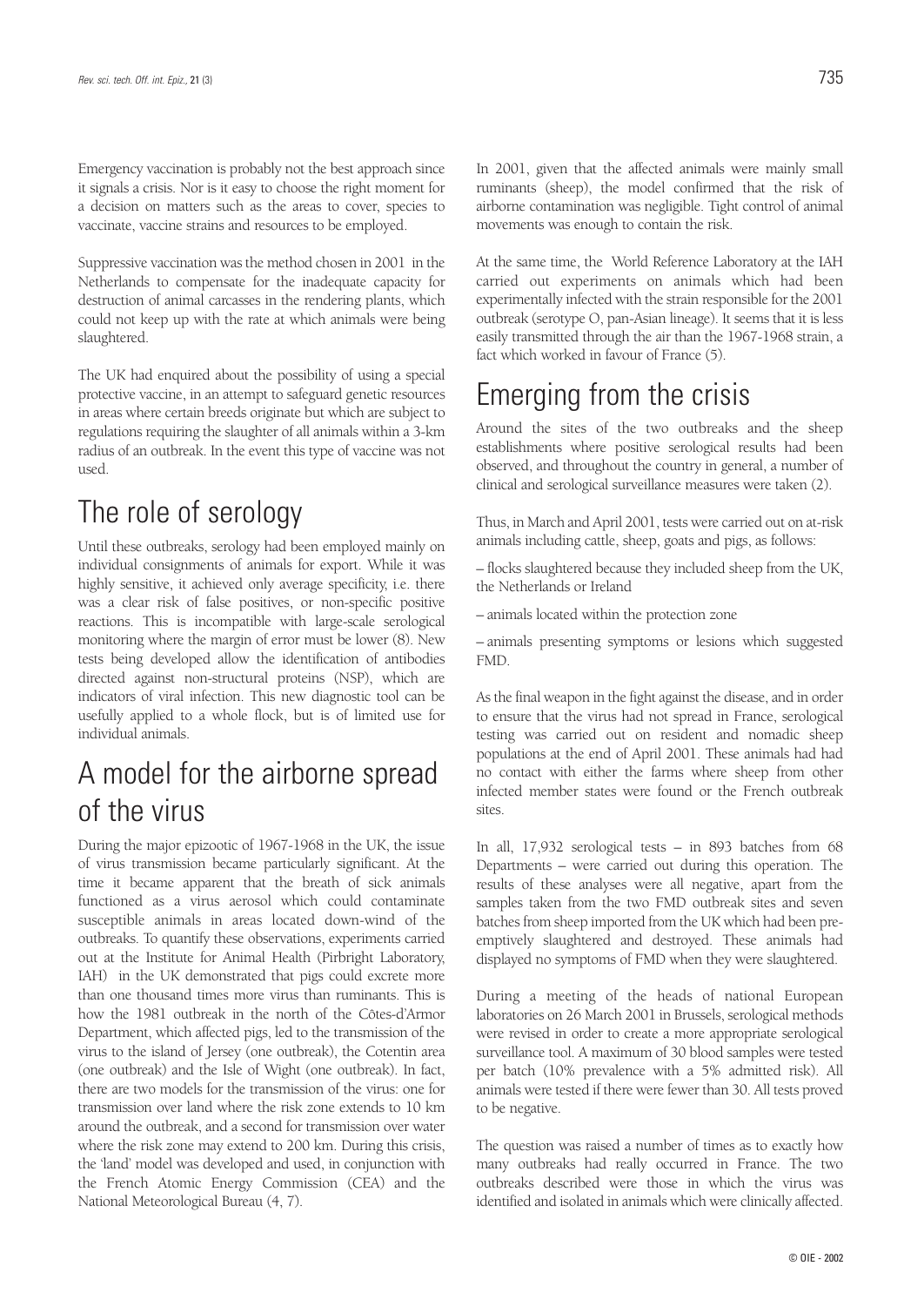Emergency vaccination is probably not the best approach since it signals a crisis. Nor is it easy to choose the right moment for a decision on matters such as the areas to cover, species to vaccinate, vaccine strains and resources to be employed.

Suppressive vaccination was the method chosen in 2001 in the Netherlands to compensate for the inadequate capacity for destruction of animal carcasses in the rendering plants, which could not keep up with the rate at which animals were being slaughtered.

The UK had enquired about the possibility of using a special protective vaccine, in an attempt to safeguard genetic resources in areas where certain breeds originate but which are subject to regulations requiring the slaughter of all animals within a 3-km radius of an outbreak. In the event this type of vaccine was not used.

# The role of serology

Until these outbreaks, serology had been employed mainly on individual consignments of animals for export. While it was highly sensitive, it achieved only average specificity, i.e. there was a clear risk of false positives, or non-specific positive reactions. This is incompatible with large-scale serological monitoring where the margin of error must be lower (8). New tests being developed allow the identification of antibodies directed against non-structural proteins (NSP), which are indicators of viral infection. This new diagnostic tool can be usefully applied to a whole flock, but is of limited use for individual animals.

# A model for the airborne spread of the virus

During the major epizootic of 1967-1968 in the UK, the issue of virus transmission became particularly significant. At the time it became apparent that the breath of sick animals functioned as a virus aerosol which could contaminate susceptible animals in areas located down-wind of the outbreaks. To quantify these observations, experiments carried out at the Institute for Animal Health (Pirbright Laboratory, IAH) in the UK demonstrated that pigs could excrete more than one thousand times more virus than ruminants. This is how the 1981 outbreak in the north of the Côtes-d'Armor Department, which affected pigs, led to the transmission of the virus to the island of Jersey (one outbreak), the Cotentin area (one outbreak) and the Isle of Wight (one outbreak). In fact, there are two models for the transmission of the virus: one for transmission over land where the risk zone extends to 10 km around the outbreak, and a second for transmission over water where the risk zone may extend to 200 km. During this crisis, the 'land' model was developed and used, in conjunction with the French Atomic Energy Commission (CEA) and the National Meteorological Bureau (4, 7).

In 2001, given that the affected animals were mainly small ruminants (sheep), the model confirmed that the risk of airborne contamination was negligible. Tight control of animal movements was enough to contain the risk.

At the same time, the World Reference Laboratory at the IAH carried out experiments on animals which had been experimentally infected with the strain responsible for the 2001 outbreak (serotype O, pan-Asian lineage). It seems that it is less easily transmitted through the air than the 1967-1968 strain, a fact which worked in favour of France (5).

# Emerging from the crisis

Around the sites of the two outbreaks and the sheep establishments where positive serological results had been observed, and throughout the country in general, a number of clinical and serological surveillance measures were taken (2).

Thus, in March and April 2001, tests were carried out on at-risk animals including cattle, sheep, goats and pigs, as follows:

– flocks slaughtered because they included sheep from the UK, the Netherlands or Ireland

– animals located within the protection zone

– animals presenting symptoms or lesions which suggested FMD.

As the final weapon in the fight against the disease, and in order to ensure that the virus had not spread in France, serological testing was carried out on resident and nomadic sheep populations at the end of April 2001. These animals had had no contact with either the farms where sheep from other infected member states were found or the French outbreak sites.

In all, 17,932 serological tests – in 893 batches from 68 Departments – were carried out during this operation. The results of these analyses were all negative, apart from the samples taken from the two FMD outbreak sites and seven batches from sheep imported from the UK which had been pre-emptively slaughtered and destroyed. These animals had displayed no symptoms of FMD when they were slaughtered.

During a meeting of the heads of national European laboratories on 26 March 2001 in Brussels, serological methods were revised in order to create a more appropriate serological surveillance tool. A maximum of 30 blood samples were tested per batch (10% prevalence with a 5% admitted risk). All animals were tested if there were fewer than 30. All tests proved to be negative.

The question was raised a number of times as to exactly how many outbreaks had really occurred in France. The two outbreaks described were those in which the virus was identified and isolated in animals which were clinically affected.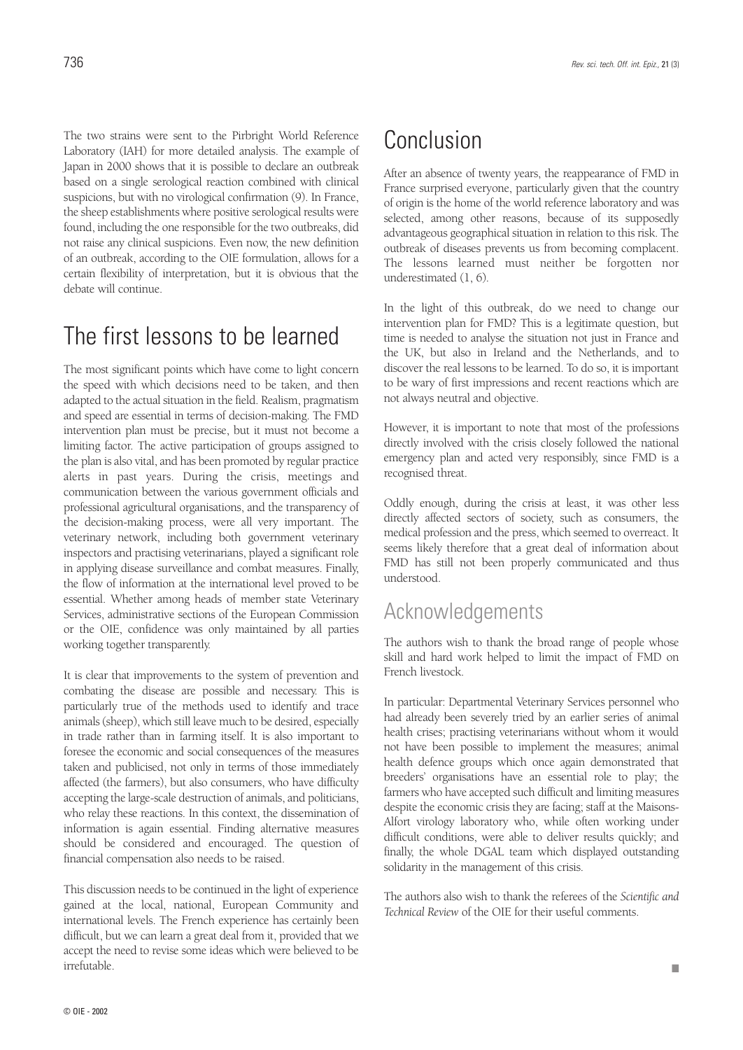The two strains were sent to the Pirbright World Reference Laboratory (IAH) for more detailed analysis. The example of Japan in 2000 shows that it is possible to declare an outbreak based on a single serological reaction combined with clinical suspicions, but with no virological confirmation (9). In France, the sheep establishments where positive serological results were found, including the one responsible for the two outbreaks, did not raise any clinical suspicions. Even now, the new definition of an outbreak, according to the OIE formulation, allows for a certain flexibility of interpretation, but it is obvious that the debate will continue.

## The first lessons to be learned

The most significant points which have come to light concern the speed with which decisions need to be taken, and then adapted to the actual situation in the field. Realism, pragmatism and speed are essential in terms of decision-making. The FMD intervention plan must be precise, but it must not become a limiting factor. The active participation of groups assigned to the plan is also vital, and has been promoted by regular practice alerts in past years. During the crisis, meetings and communication between the various government officials and professional agricultural organisations, and the transparency of the decision-making process, were all very important. The veterinary network, including both government veterinary inspectors and practising veterinarians, played a significant role in applying disease surveillance and combat measures. Finally, the flow of information at the international level proved to be essential. Whether among heads of member state Veterinary Services, administrative sections of the European Commission or the OIE, confidence was only maintained by all parties working together transparently.

It is clear that improvements to the system of prevention and combating the disease are possible and necessary. This is particularly true of the methods used to identify and trace animals (sheep), which still leave much to be desired, especially in trade rather than in farming itself. It is also important to foresee the economic and social consequences of the measures taken and publicised, not only in terms of those immediately affected (the farmers), but also consumers, who have difficulty accepting the large-scale destruction of animals, and politicians, who relay these reactions. In this context, the dissemination of information is again essential. Finding alternative measures should be considered and encouraged. The question of financial compensation also needs to be raised.

This discussion needs to be continued in the light of experience gained at the local, national, European Community and international levels. The French experience has certainly been difficult, but we can learn a great deal from it, provided that we accept the need to revise some ideas which were believed to be irrefutable.

## Conclusion

After an absence of twenty years, the reappearance of FMD in France surprised everyone, particularly given that the country of origin is the home of the world reference laboratory and was selected, among other reasons, because of its supposedly advantageous geographical situation in relation to this risk. The outbreak of diseases prevents us from becoming complacent. The lessons learned must neither be forgotten nor underestimated (1, 6).

In the light of this outbreak, do we need to change our intervention plan for FMD? This is a legitimate question, but time is needed to analyse the situation not just in France and the UK, but also in Ireland and the Netherlands, and to discover the real lessons to be learned. To do so, it is important to be wary of first impressions and recent reactions which are not always neutral and objective.

However, it is important to note that most of the professions directly involved with the crisis closely followed the national emergency plan and acted very responsibly, since FMD is a recognised threat.

Oddly enough, during the crisis at least, it was other less directly affected sectors of society, such as consumers, the medical profession and the press, which seemed to overreact. It seems likely therefore that a great deal of information about FMD has still not been properly communicated and thus understood.

## Acknowledgements

The authors wish to thank the broad range of people whose skill and hard work helped to limit the impact of FMD on French livestock.

In particular: Departmental Veterinary Services personnel who had already been severely tried by an earlier series of animal health crises; practising veterinarians without whom it would not have been possible to implement the measures; animal health defence groups which once again demonstrated that breeders' organisations have an essential role to play; the farmers who have accepted such difficult and limiting measures despite the economic crisis they are facing; staff at the Maisons-Alfort virology laboratory who, while often working under difficult conditions, were able to deliver results quickly; and finally, the whole DGAL team which displayed outstanding solidarity in the management of this crisis.

The authors also wish to thank the referees of the *Scientific and Technical Review* of the OIE for their useful comments.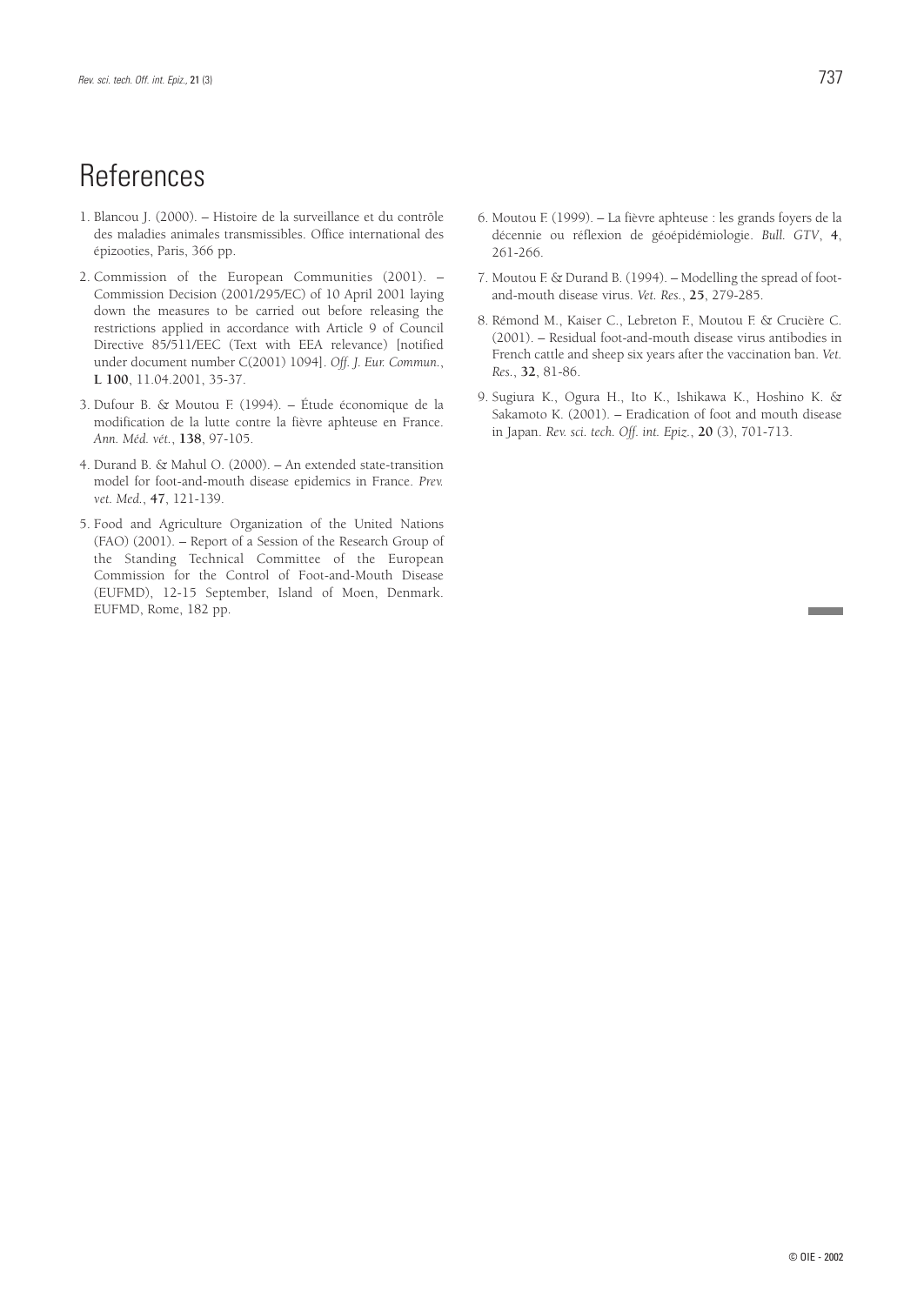# References

1. Blancou J. (2000). – Histoire de la surveillance et du contrôle des maladies animales transmissibles. Office international des épizooties, Paris, 366 pp.

2. Commission of the European Communities (2001). – Commission Decision (2001/295/EC) of 10 April 2001 laying down the measures to be carried out before releasing the restrictions applied in accordance with Article 9 of Council Directive 85/511/EEC (Text with EEA relevance) [notified under document number C(2001) 1094]. *Off. J. Eur. Commun.*, **L 100**, 11.04.2001, 35-37.

3. Dufour B. & Moutou F. (1994). – Étude économique de la modification de la lutte contre la fièvre aphteuse en France. *Ann. Méd. vét.*, **138**, 97-105.

4. Durand B. & Mahul O. (2000). – An extended state-transition model for foot-and-mouth disease epidemics in France. *Prev. vet. Med.*, **47**, 121-139.

5. Food and Agriculture Organization of the United Nations (FAO) (2001). – Report of a Session of the Research Group of the Standing Technical Committee of the European Commission for the Control of Foot-and-Mouth Disease (EUFMD), 12-15 September, Island of Moen, Denmark. EUFMD, Rome, 182 pp.

6. Moutou F. (1999). – La fièvre aphteuse : les grands foyers de la décennie ou réflexion de géoépidémiologie. *Bull. GTV*, **4**, 261-266.

7. Moutou F. & Durand B. (1994). – Modelling the spread of foot-and-mouth disease virus. *Vet. Res.*, **25**, 279-285.

8. Rémond M., Kaiser C., Lebreton F., Moutou F. & Crucière C. (2001). – Residual foot-and-mouth disease virus antibodies in French cattle and sheep six years after the vaccination ban. *Vet. Res.*, **32**, 81-86.

9. Sugiura K., Ogura H., Ito K., Ishikawa K., Hoshino K. & Sakamoto K. (2001). – Eradication of foot and mouth disease in Japan. *Rev. sci. tech. Off. int. Epiz.*, **20** (3), 701-713.